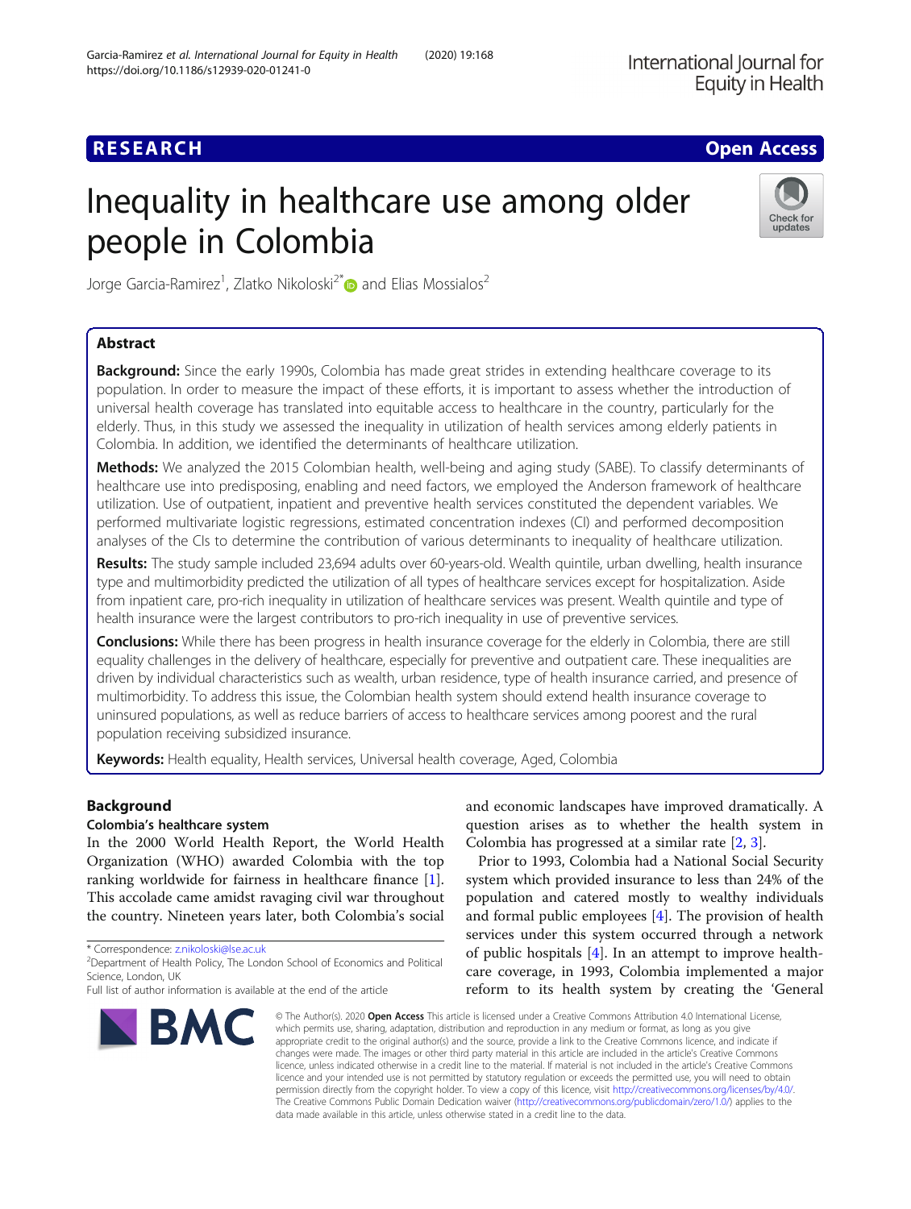RESEARCH

Open Access

# Inequality in healthcare use among older people in Colombia

Jorge Garcia-Ramirez[1], Zlatko Nikoloski[2*] and Elias Mossialos[2]

## Abstract

**Background:** Since the early 1990s, Colombia has made great strides in extending healthcare coverage to its population. In order to measure the impact of these efforts, it is important to assess whether the introduction of universal health coverage has translated into equitable access to healthcare in the country, particularly for the elderly. Thus, in this study we assessed the inequality in utilization of health services among elderly patients in Colombia. In addition, we identified the determinants of healthcare utilization.

**Methods:** We analyzed the 2015 Colombian health, well-being and aging study (SABE). To classify determinants of healthcare use into predisposing, enabling and need factors, we employed the Anderson framework of healthcare utilization. Use of outpatient, inpatient and preventive health services constituted the dependent variables. We performed multivariate logistic regressions, estimated concentration indexes (CI) and performed decomposition analyses of the CIs to determine the contribution of various determinants to inequality of healthcare utilization.

**Results:** The study sample included 23,694 adults over 60-years-old. Wealth quintile, urban dwelling, health insurance type and multimorbidity predicted the utilization of all types of healthcare services except for hospitalization. Aside from inpatient care, pro-rich inequality in utilization of healthcare services was present. Wealth quintile and type of health insurance were the largest contributors to pro-rich inequality in use of preventive services.

**Conclusions:** While there has been progress in health insurance coverage for the elderly in Colombia, there are still equality challenges in the delivery of healthcare, especially for preventive and outpatient care. These inequalities are driven by individual characteristics such as wealth, urban residence, type of health insurance carried, and presence of multimorbidity. To address this issue, the Colombian health system should extend health insurance coverage to uninsured populations, as well as reduce barriers of access to healthcare services among poorest and the rural population receiving subsidized insurance.

**Keywords:** Health equality, Health services, Universal health coverage, Aged, Colombia

## Background

### Colombia's healthcare system

In the 2000 World Health Report, the World Health Organization (WHO) awarded Colombia with the top ranking worldwide for fairness in healthcare finance [1]. This accolade came amidst ravaging civil war throughout the country. Nineteen years later, both Colombia's social and economic landscapes have improved dramatically. A question arises as to whether the health system in Colombia has progressed at a similar rate [2, 3].

Prior to 1993, Colombia had a National Social Security system which provided insurance to less than 24% of the population and catered mostly to wealthy individuals and formal public employees [4]. The provision of health services under this system occurred through a network of public hospitals [4]. In an attempt to improve healthcare coverage, in 1993, Colombia implemented a major reform to its health system by creating the 'General

\* Correspondence: z.nikoloski@lse.ac.uk

[2]Department of Health Policy, The London School of Economics and Political Science, London, UK

Full list of author information is available at the end of the article

© The Author(s). 2020 **Open Access** This article is licensed under a Creative Commons Attribution 4.0 International License, which permits use, sharing, adaptation, distribution and reproduction in any medium or format, as long as you give appropriate credit to the original author(s) and the source, provide a link to the Creative Commons licence, and indicate if changes were made. The images or other third party material in this article are included in the article's Creative Commons licence, unless indicated otherwise in a credit line to the material. If material is not included in the article's Creative Commons licence and your intended use is not permitted by statutory regulation or exceeds the permitted use, you will need to obtain permission directly from the copyright holder. To view a copy of this licence, visit http://creativecommons.org/licenses/by/4.0/. The Creative Commons Public Domain Dedication waiver (http://creativecommons.org/publicdomain/zero/1.0/) applies to the data made available in this article, unless otherwise stated in a credit line to the data.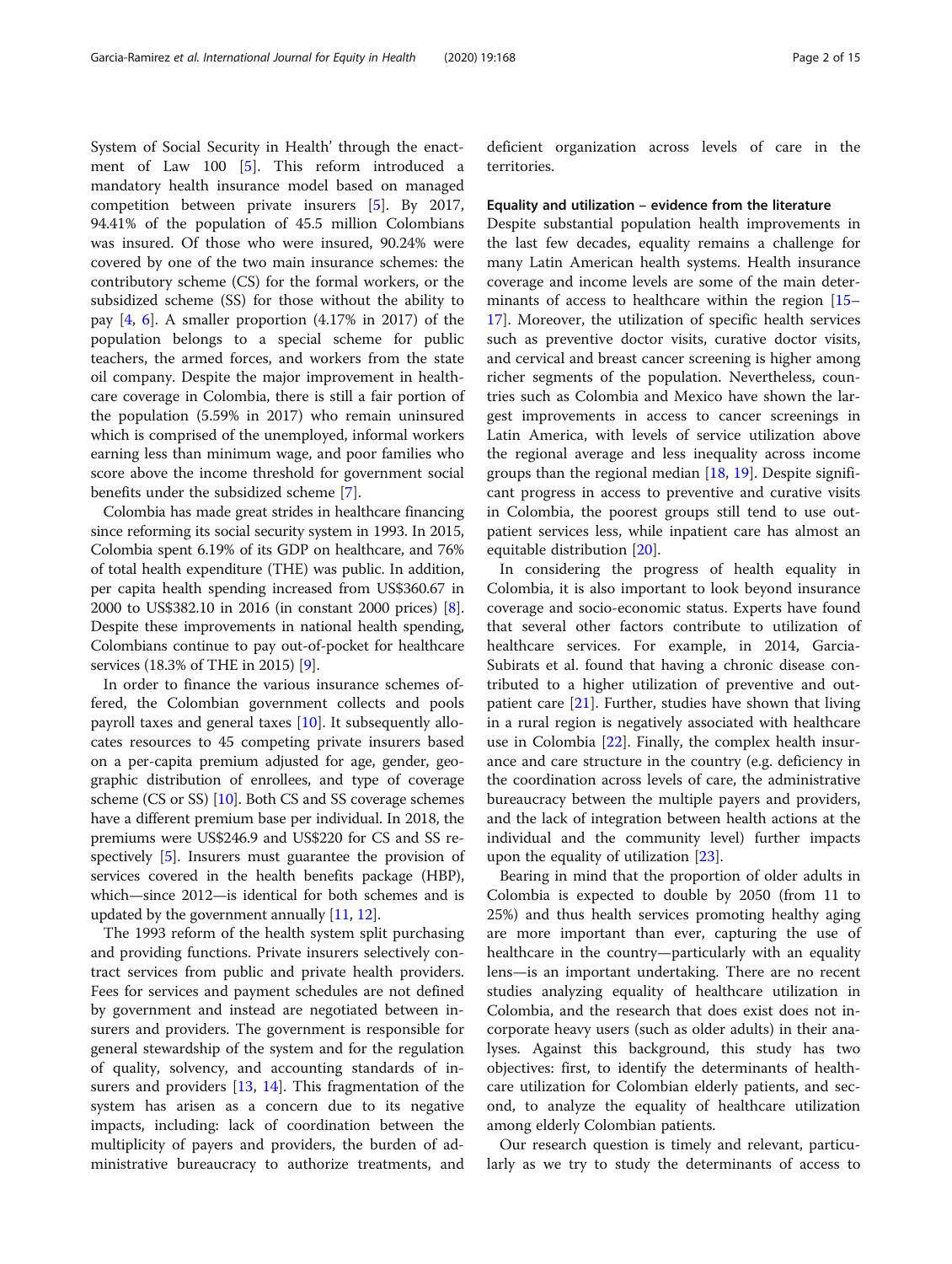System of Social Security in Health' through the enactment of Law 100 [5]. This reform introduced a mandatory health insurance model based on managed competition between private insurers [5]. By 2017, 94.41% of the population of 45.5 million Colombians was insured. Of those who were insured, 90.24% were covered by one of the two main insurance schemes: the contributory scheme (CS) for the formal workers, or the subsidized scheme (SS) for those without the ability to pay [4, 6]. A smaller proportion (4.17% in 2017) of the population belongs to a special scheme for public teachers, the armed forces, and workers from the state oil company. Despite the major improvement in healthcare coverage in Colombia, there is still a fair portion of the population (5.59% in 2017) who remain uninsured which is comprised of the unemployed, informal workers earning less than minimum wage, and poor families who score above the income threshold for government social benefits under the subsidized scheme [7].

Colombia has made great strides in healthcare financing since reforming its social security system in 1993. In 2015, Colombia spent 6.19% of its GDP on healthcare, and 76% of total health expenditure (THE) was public. In addition, per capita health spending increased from US$360.67 in 2000 to US$382.10 in 2016 (in constant 2000 prices) [8]. Despite these improvements in national health spending, Colombians continue to pay out-of-pocket for healthcare services (18.3% of THE in 2015) [9].

In order to finance the various insurance schemes offered, the Colombian government collects and pools payroll taxes and general taxes [10]. It subsequently allocates resources to 45 competing private insurers based on a per-capita premium adjusted for age, gender, geographic distribution of enrollees, and type of coverage scheme (CS or SS) [10]. Both CS and SS coverage schemes have a different premium base per individual. In 2018, the premiums were US$246.9 and US$220 for CS and SS respectively [5]. Insurers must guarantee the provision of services covered in the health benefits package (HBP), which—since 2012—is identical for both schemes and is updated by the government annually [11, 12].

The 1993 reform of the health system split purchasing and providing functions. Private insurers selectively contract services from public and private health providers. Fees for services and payment schedules are not defined by government and instead are negotiated between insurers and providers. The government is responsible for general stewardship of the system and for the regulation of quality, solvency, and accounting standards of insurers and providers [13, 14]. This fragmentation of the system has arisen as a concern due to its negative impacts, including: lack of coordination between the multiplicity of payers and providers, the burden of administrative bureaucracy to authorize treatments, and deficient organization across levels of care in the territories.

#### Equality and utilization – evidence from the literature

Despite substantial population health improvements in the last few decades, equality remains a challenge for many Latin American health systems. Health insurance coverage and income levels are some of the main determinants of access to healthcare within the region [15–17]. Moreover, the utilization of specific health services such as preventive doctor visits, curative doctor visits, and cervical and breast cancer screening is higher among richer segments of the population. Nevertheless, countries such as Colombia and Mexico have shown the largest improvements in access to cancer screenings in Latin America, with levels of service utilization above the regional average and less inequality across income groups than the regional median [18, 19]. Despite significant progress in access to preventive and curative visits in Colombia, the poorest groups still tend to use outpatient services less, while inpatient care has almost an equitable distribution [20].

In considering the progress of health equality in Colombia, it is also important to look beyond insurance coverage and socio-economic status. Experts have found that several other factors contribute to utilization of healthcare services. For example, in 2014, Garcia-Subirats et al. found that having a chronic disease contributed to a higher utilization of preventive and outpatient care [21]. Further, studies have shown that living in a rural region is negatively associated with healthcare use in Colombia [22]. Finally, the complex health insurance and care structure in the country (e.g. deficiency in the coordination across levels of care, the administrative bureaucracy between the multiple payers and providers, and the lack of integration between health actions at the individual and the community level) further impacts upon the equality of utilization [23].

Bearing in mind that the proportion of older adults in Colombia is expected to double by 2050 (from 11 to 25%) and thus health services promoting healthy aging are more important than ever, capturing the use of healthcare in the country—particularly with an equality lens—is an important undertaking. There are no recent studies analyzing equality of healthcare utilization in Colombia, and the research that does exist does not incorporate heavy users (such as older adults) in their analyses. Against this background, this study has two objectives: first, to identify the determinants of healthcare utilization for Colombian elderly patients, and second, to analyze the equality of healthcare utilization among elderly Colombian patients.

Our research question is timely and relevant, particularly as we try to study the determinants of access to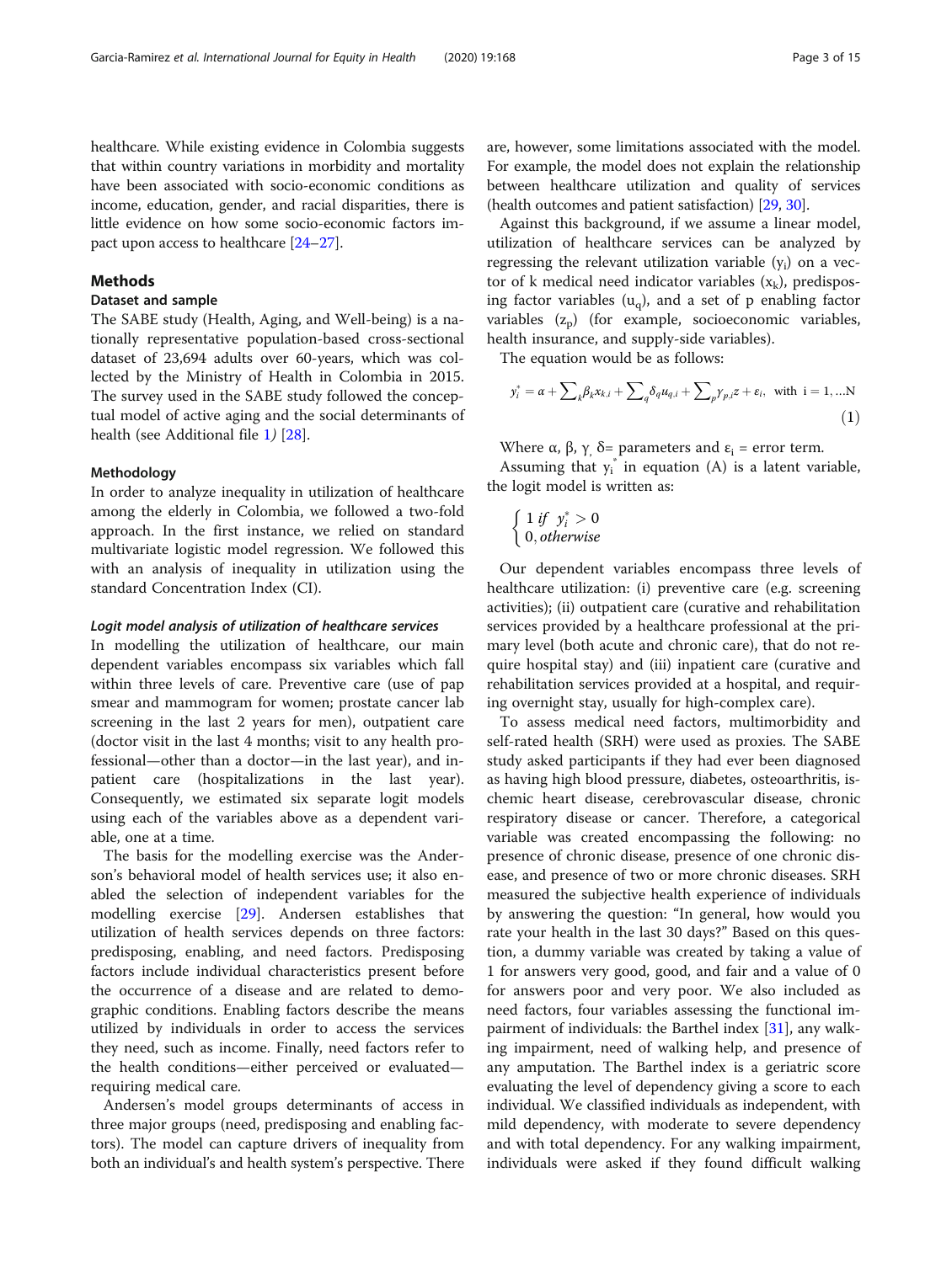healthcare. While existing evidence in Colombia suggests that within country variations in morbidity and mortality have been associated with socio-economic conditions as income, education, gender, and racial disparities, there is little evidence on how some socio-economic factors impact upon access to healthcare [24–27].

## Methods

### Dataset and sample

The SABE study (Health, Aging, and Well-being) is a nationally representative population-based cross-sectional dataset of 23,694 adults over 60-years, which was collected by the Ministry of Health in Colombia in 2015. The survey used in the SABE study followed the conceptual model of active aging and the social determinants of health (see Additional file 1) [28].

### Methodology

In order to analyze inequality in utilization of healthcare among the elderly in Colombia, we followed a two-fold approach. In the first instance, we relied on standard multivariate logistic model regression. We followed this with an analysis of inequality in utilization using the standard Concentration Index (CI).

#### *Logit model analysis of utilization of healthcare services*

In modelling the utilization of healthcare, our main dependent variables encompass six variables which fall within three levels of care. Preventive care (use of pap smear and mammogram for women; prostate cancer lab screening in the last 2 years for men), outpatient care (doctor visit in the last 4 months; visit to any health professional—other than a doctor—in the last year), and inpatient care (hospitalizations in the last year). Consequently, we estimated six separate logit models using each of the variables above as a dependent variable, one at a time.

The basis for the modelling exercise was the Anderson's behavioral model of health services use; it also enabled the selection of independent variables for the modelling exercise [29]. Andersen establishes that utilization of health services depends on three factors: predisposing, enabling, and need factors. Predisposing factors include individual characteristics present before the occurrence of a disease and are related to demographic conditions. Enabling factors describe the means utilized by individuals in order to access the services they need, such as income. Finally, need factors refer to the health conditions—either perceived or evaluated—requiring medical care.

Andersen's model groups determinants of access in three major groups (need, predisposing and enabling factors). The model can capture drivers of inequality from both an individual's and health system's perspective. There are, however, some limitations associated with the model. For example, the model does not explain the relationship between healthcare utilization and quality of services (health outcomes and patient satisfaction) [29, 30].

Against this background, if we assume a linear model, utilization of healthcare services can be analyzed by regressing the relevant utilization variable ($y_i$) on a vector of k medical need indicator variables ($x_k$), predisposing factor variables ($u_q$), and a set of p enabling factor variables ($z_p$) (for example, socioeconomic variables, health insurance, and supply-side variables).

The equation would be as follows:

$$y_i^* = \alpha + \sum_k \beta_k x_{k,i} + \sum_q \delta_q u_{q,i} + \sum_p \gamma_{p,i} z + \varepsilon_i, \text{ with } i = 1, \ldots N \tag{1}$$

Where α, β, γ, δ= parameters and $\varepsilon_i$ = error term.

Assuming that $y_i^*$ in equation (A) is a latent variable, the logit model is written as:

$$\begin{cases} 1 \; if \;\; y_i^* > 0 \\ 0, otherwise \end{cases}$$

Our dependent variables encompass three levels of healthcare utilization: (i) preventive care (e.g. screening activities); (ii) outpatient care (curative and rehabilitation services provided by a healthcare professional at the primary level (both acute and chronic care), that do not require hospital stay) and (iii) inpatient care (curative and rehabilitation services provided at a hospital, and requiring overnight stay, usually for high-complex care).

To assess medical need factors, multimorbidity and self-rated health (SRH) were used as proxies. The SABE study asked participants if they had ever been diagnosed as having high blood pressure, diabetes, osteoarthritis, ischemic heart disease, cerebrovascular disease, chronic respiratory disease or cancer. Therefore, a categorical variable was created encompassing the following: no presence of chronic disease, presence of one chronic disease, and presence of two or more chronic diseases. SRH measured the subjective health experience of individuals by answering the question: "In general, how would you rate your health in the last 30 days?" Based on this question, a dummy variable was created by taking a value of 1 for answers very good, good, and fair and a value of 0 for answers poor and very poor. We also included as need factors, four variables assessing the functional impairment of individuals: the Barthel index [31], any walking impairment, need of walking help, and presence of any amputation. The Barthel index is a geriatric score evaluating the level of dependency giving a score to each individual. We classified individuals as independent, with mild dependency, with moderate to severe dependency and with total dependency. For any walking impairment, individuals were asked if they found difficult walking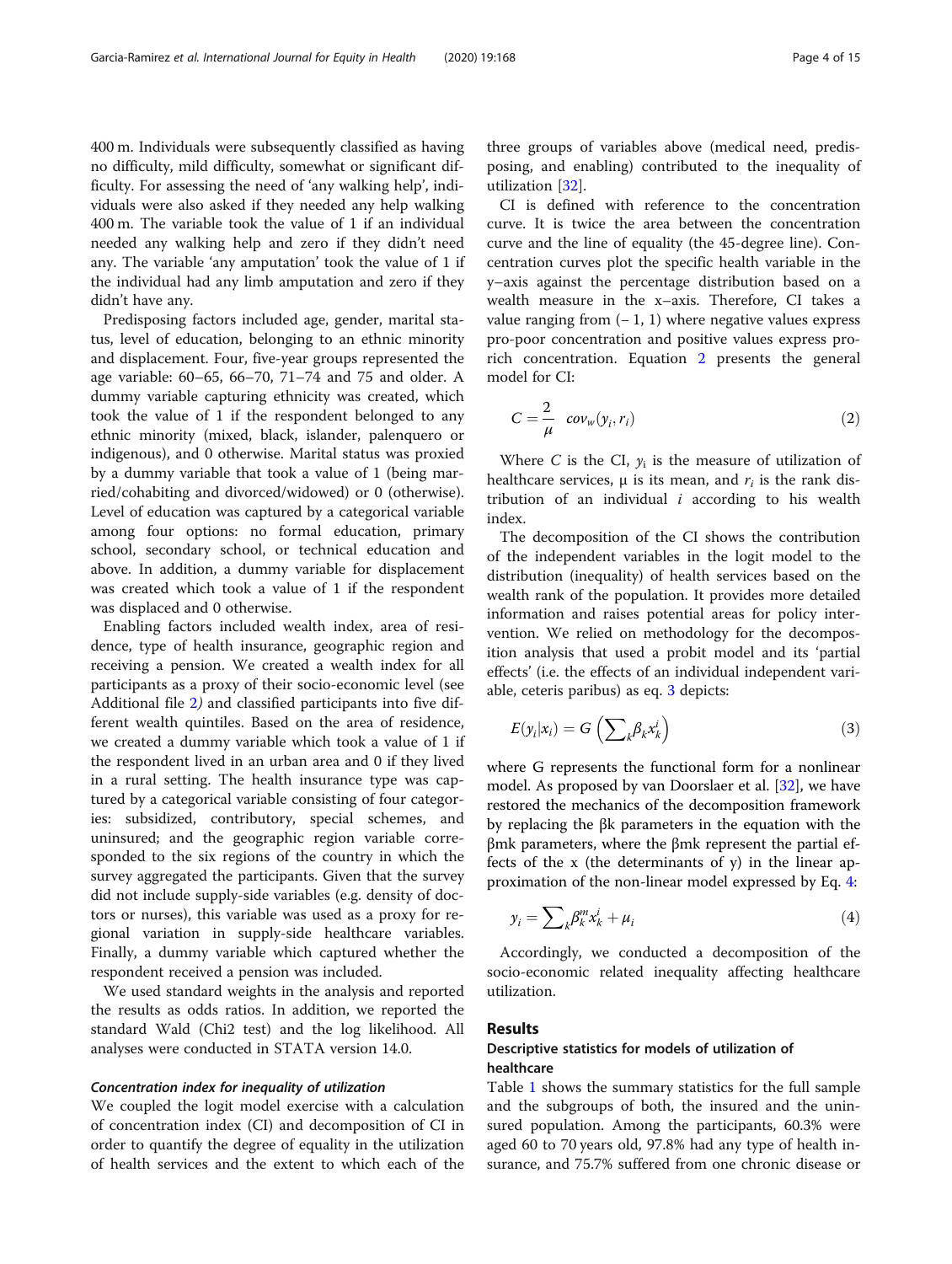400 m. Individuals were subsequently classified as having no difficulty, mild difficulty, somewhat or significant difficulty. For assessing the need of 'any walking help', individuals were also asked if they needed any help walking 400 m. The variable took the value of 1 if an individual needed any walking help and zero if they didn't need any. The variable 'any amputation' took the value of 1 if the individual had any limb amputation and zero if they didn't have any.

Predisposing factors included age, gender, marital status, level of education, belonging to an ethnic minority and displacement. Four, five-year groups represented the age variable: 60–65, 66–70, 71–74 and 75 and older. A dummy variable capturing ethnicity was created, which took the value of 1 if the respondent belonged to any ethnic minority (mixed, black, islander, palenquero or indigenous), and 0 otherwise. Marital status was proxied by a dummy variable that took a value of 1 (being married/cohabiting and divorced/widowed) or 0 (otherwise). Level of education was captured by a categorical variable among four options: no formal education, primary school, secondary school, or technical education and above. In addition, a dummy variable for displacement was created which took a value of 1 if the respondent was displaced and 0 otherwise.

Enabling factors included wealth index, area of residence, type of health insurance, geographic region and receiving a pension. We created a wealth index for all participants as a proxy of their socio-economic level (see Additional file 2) and classified participants into five different wealth quintiles. Based on the area of residence, we created a dummy variable which took a value of 1 if the respondent lived in an urban area and 0 if they lived in a rural setting. The health insurance type was captured by a categorical variable consisting of four categories: subsidized, contributory, special schemes, and uninsured; and the geographic region variable corresponded to the six regions of the country in which the survey aggregated the participants. Given that the survey did not include supply-side variables (e.g. density of doctors or nurses), this variable was used as a proxy for regional variation in supply-side healthcare variables. Finally, a dummy variable which captured whether the respondent received a pension was included.

We used standard weights in the analysis and reported the results as odds ratios. In addition, we reported the standard Wald (Chi2 test) and the log likelihood. All analyses were conducted in STATA version 14.0.

#### *Concentration index for inequality of utilization*

We coupled the logit model exercise with a calculation of concentration index (CI) and decomposition of CI in order to quantify the degree of equality in the utilization of health services and the extent to which each of the three groups of variables above (medical need, predisposing, and enabling) contributed to the inequality of utilization [32].

CI is defined with reference to the concentration curve. It is twice the area between the concentration curve and the line of equality (the 45-degree line). Concentration curves plot the specific health variable in the y–axis against the percentage distribution based on a wealth measure in the x–axis. Therefore, CI takes a value ranging from (− 1, 1) where negative values express pro-poor concentration and positive values express pro-rich concentration. Equation 2 presents the general model for CI:

$$C = \frac{2}{\mu} \; cov_w(y_i, r_i) \tag{2}$$

Where $C$ is the CI, $y_i$ is the measure of utilization of healthcare services, μ is its mean, and $r_i$ is the rank distribution of an individual $i$ according to his wealth index.

The decomposition of the CI shows the contribution of the independent variables in the logit model to the distribution (inequality) of health services based on the wealth rank of the population. It provides more detailed information and raises potential areas for policy intervention. We relied on methodology for the decomposition analysis that used a probit model and its 'partial effects' (i.e. the effects of an individual independent variable, ceteris paribus) as eq. 3 depicts:

$$E(y_i|x_i) = G\left(\sum\nolimits_k \beta_k x_k^i\right) \tag{3}$$

where G represents the functional form for a nonlinear model. As proposed by van Doorslaer et al. [32], we have restored the mechanics of the decomposition framework by replacing the βk parameters in the equation with the βmk parameters, where the βmk represent the partial effects of the x (the determinants of y) in the linear approximation of the non-linear model expressed by Eq. 4:

$$y_i = \sum\nolimits_k \beta_k^m x_k^i + \mu_i \tag{4}$$

Accordingly, we conducted a decomposition of the socio-economic related inequality affecting healthcare utilization.

## Results

### Descriptive statistics for models of utilization of healthcare

Table 1 shows the summary statistics for the full sample and the subgroups of both, the insured and the uninsured population. Among the participants, 60.3% were aged 60 to 70 years old, 97.8% had any type of health insurance, and 75.7% suffered from one chronic disease or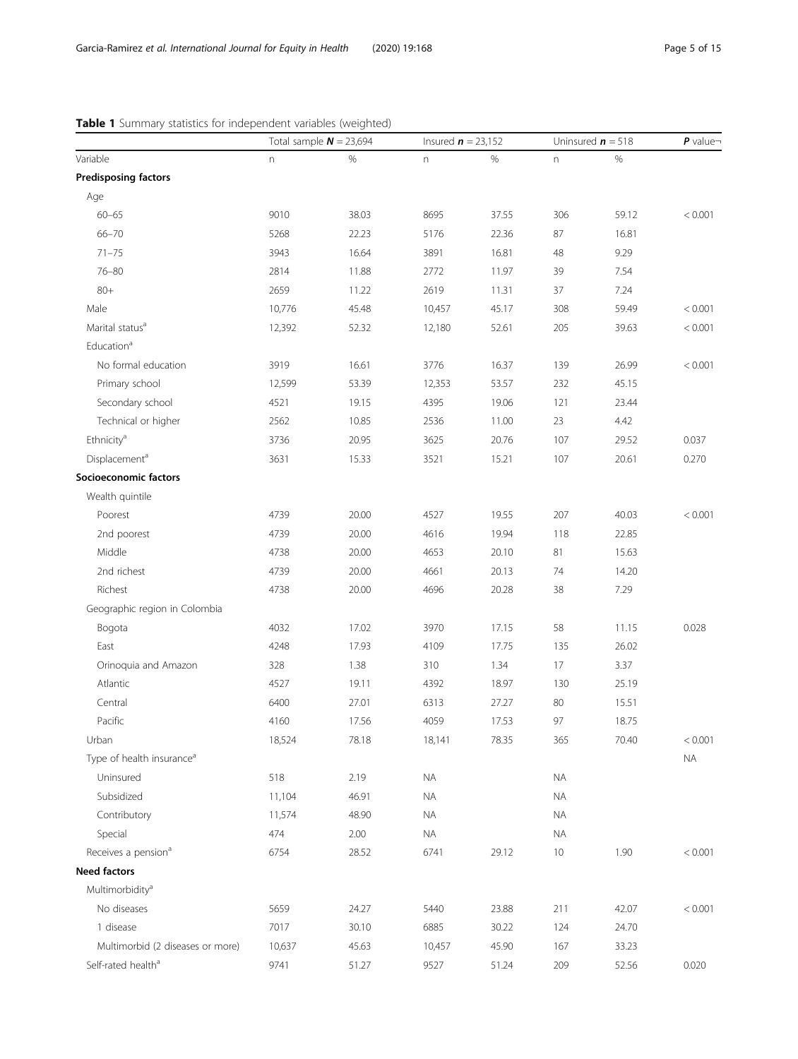**Table 1** Summary statistics for independent variables (weighted)

| | Total sample **N** = 23,694 | | Insured **n** = 23,152 | | Uninsured **n** = 518 | | **P** value¬ |
|---|---|---|---|---|---|---|---|
| Variable | n | % | n | % | n | % | |
| **Predisposing factors** | | | | | | | |
| Age | | | | | | | |
| 60–65 | 9010 | 38.03 | 8695 | 37.55 | 306 | 59.12 | < 0.001 |
| 66–70 | 5268 | 22.23 | 5176 | 22.36 | 87 | 16.81 | |
| 71–75 | 3943 | 16.64 | 3891 | 16.81 | 48 | 9.29 | |
| 76–80 | 2814 | 11.88 | 2772 | 11.97 | 39 | 7.54 | |
| 80+ | 2659 | 11.22 | 2619 | 11.31 | 37 | 7.24 | |
| Male | 10,776 | 45.48 | 10,457 | 45.17 | 308 | 59.49 | < 0.001 |
| Marital status[a] | 12,392 | 52.32 | 12,180 | 52.61 | 205 | 39.63 | < 0.001 |
| Education[a] | | | | | | | |
| No formal education | 3919 | 16.61 | 3776 | 16.37 | 139 | 26.99 | < 0.001 |
| Primary school | 12,599 | 53.39 | 12,353 | 53.57 | 232 | 45.15 | |
| Secondary school | 4521 | 19.15 | 4395 | 19.06 | 121 | 23.44 | |
| Technical or higher | 2562 | 10.85 | 2536 | 11.00 | 23 | 4.42 | |
| Ethnicity[a] | 3736 | 20.95 | 3625 | 20.76 | 107 | 29.52 | 0.037 |
| Displacement[a] | 3631 | 15.33 | 3521 | 15.21 | 107 | 20.61 | 0.270 |
| **Socioeconomic factors** | | | | | | | |
| Wealth quintile | | | | | | | |
| Poorest | 4739 | 20.00 | 4527 | 19.55 | 207 | 40.03 | < 0.001 |
| 2nd poorest | 4739 | 20.00 | 4616 | 19.94 | 118 | 22.85 | |
| Middle | 4738 | 20.00 | 4653 | 20.10 | 81 | 15.63 | |
| 2nd richest | 4739 | 20.00 | 4661 | 20.13 | 74 | 14.20 | |
| Richest | 4738 | 20.00 | 4696 | 20.28 | 38 | 7.29 | |
| Geographic region in Colombia | | | | | | | |
| Bogota | 4032 | 17.02 | 3970 | 17.15 | 58 | 11.15 | 0.028 |
| East | 4248 | 17.93 | 4109 | 17.75 | 135 | 26.02 | |
| Orinoquia and Amazon | 328 | 1.38 | 310 | 1.34 | 17 | 3.37 | |
| Atlantic | 4527 | 19.11 | 4392 | 18.97 | 130 | 25.19 | |
| Central | 6400 | 27.01 | 6313 | 27.27 | 80 | 15.51 | |
| Pacific | 4160 | 17.56 | 4059 | 17.53 | 97 | 18.75 | |
| Urban | 18,524 | 78.18 | 18,141 | 78.35 | 365 | 70.40 | < 0.001 |
| Type of health insurance[a] | | | | | | | NA |
| Uninsured | 518 | 2.19 | NA | | NA | | |
| Subsidized | 11,104 | 46.91 | NA | | NA | | |
| Contributory | 11,574 | 48.90 | NA | | NA | | |
| Special | 474 | 2.00 | NA | | NA | | |
| Receives a pension[a] | 6754 | 28.52 | 6741 | 29.12 | 10 | 1.90 | < 0.001 |
| **Need factors** | | | | | | | |
| Multimorbidity[a] | | | | | | | |
| No diseases | 5659 | 24.27 | 5440 | 23.88 | 211 | 42.07 | < 0.001 |
| 1 disease | 7017 | 30.10 | 6885 | 30.22 | 124 | 24.70 | |
| Multimorbid (2 diseases or more) | 10,637 | 45.63 | 10,457 | 45.90 | 167 | 33.23 | |
| Self-rated health[a] | 9741 | 51.27 | 9527 | 51.24 | 209 | 52.56 | 0.020 |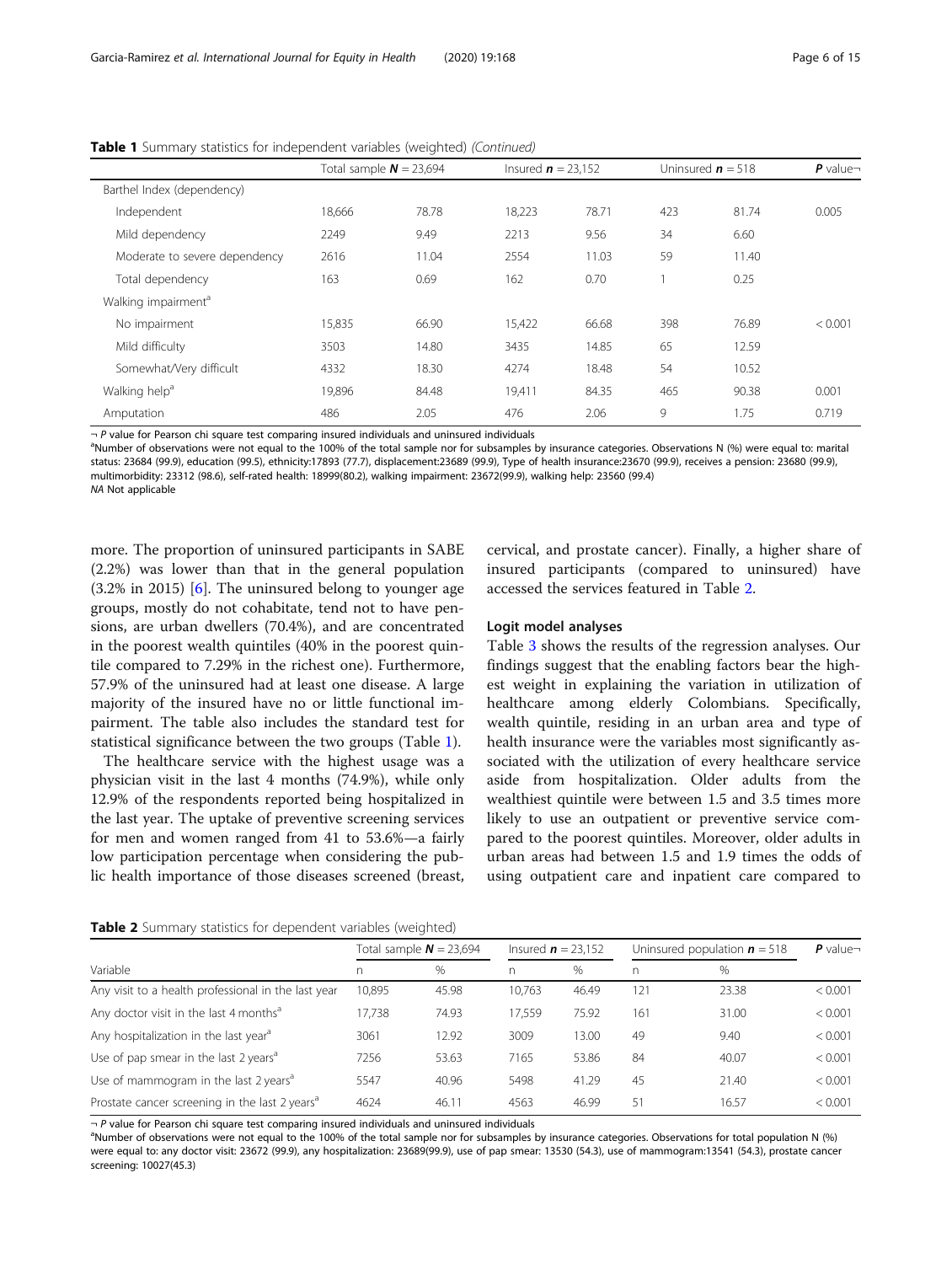**Table 1** Summary statistics for independent variables (weighted) *(Continued)*

| | Total sample $N = 23{,}694$ | | Insured $n = 23{,}152$ | | Uninsured $n = 518$ | | $P$ value¬ |
|---|---|---|---|---|---|---|---|
| Barthel Index (dependency) | | | | | | | |
| Independent | 18,666 | 78.78 | 18,223 | 78.71 | 423 | 81.74 | 0.005 |
| Mild dependency | 2249 | 9.49 | 2213 | 9.56 | 34 | 6.60 | |
| Moderate to severe dependency | 2616 | 11.04 | 2554 | 11.03 | 59 | 11.40 | |
| Total dependency | 163 | 0.69 | 162 | 0.70 | 1 | 0.25 | |
| Walking impairment[a] | | | | | | | |
| No impairment | 15,835 | 66.90 | 15,422 | 66.68 | 398 | 76.89 | < 0.001 |
| Mild difficulty | 3503 | 14.80 | 3435 | 14.85 | 65 | 12.59 | |
| Somewhat/Very difficult | 4332 | 18.30 | 4274 | 18.48 | 54 | 10.52 | |
| Walking help[a] | 19,896 | 84.48 | 19,411 | 84.35 | 465 | 90.38 | 0.001 |
| Amputation | 486 | 2.05 | 476 | 2.06 | 9 | 1.75 | 0.719 |

¬ $P$ value for Pearson chi square test comparing insured individuals and uninsured individuals

[a]Number of observations were not equal to the 100% of the total sample nor for subsamples by insurance categories. Observations N (%) were equal to: marital status: 23684 (99.9), education (99.5), ethnicity:17893 (77.7), displacement:23689 (99.9), Type of health insurance:23670 (99.9), receives a pension: 23680 (99.9), multimorbidity: 23312 (98.6), self-rated health: 18999(80.2), walking impairment: 23672(99.9), walking help: 23560 (99.4)

*NA* Not applicable

more. The proportion of uninsured participants in SABE (2.2%) was lower than that in the general population (3.2% in 2015) [6]. The uninsured belong to younger age groups, mostly do not cohabitate, tend not to have pensions, are urban dwellers (70.4%), and are concentrated in the poorest wealth quintiles (40% in the poorest quintile compared to 7.29% in the richest one). Furthermore, 57.9% of the uninsured had at least one disease. A large majority of the insured have no or little functional impairment. The table also includes the standard test for statistical significance between the two groups (Table 1).

The healthcare service with the highest usage was a physician visit in the last 4 months (74.9%), while only 12.9% of the respondents reported being hospitalized in the last year. The uptake of preventive screening services for men and women ranged from 41 to 53.6%—a fairly low participation percentage when considering the public health importance of those diseases screened (breast, cervical, and prostate cancer). Finally, a higher share of insured participants (compared to uninsured) have accessed the services featured in Table 2.

### Logit model analyses

Table 3 shows the results of the regression analyses. Our findings suggest that the enabling factors bear the highest weight in explaining the variation in utilization of healthcare among elderly Colombians. Specifically, wealth quintile, residing in an urban area and type of health insurance were the variables most significantly associated with the utilization of every healthcare service aside from hospitalization. Older adults from the wealthiest quintile were between 1.5 and 3.5 times more likely to use an outpatient or preventive service compared to the poorest quintiles. Moreover, older adults in urban areas had between 1.5 and 1.9 times the odds of using outpatient care and inpatient care compared to

**Table 2** Summary statistics for dependent variables (weighted)

| Variable | Total sample $N = 23{,}694$ | | Insured $n = 23{,}152$ | | Uninsured population $n = 518$ | | $P$ value¬ |
|---|---|---|---|---|---|---|---|
| | n | % | n | % | n | % | |
| Any visit to a health professional in the last year | 10,895 | 45.98 | 10,763 | 46.49 | 121 | 23.38 | < 0.001 |
| Any doctor visit in the last 4 months[a] | 17,738 | 74.93 | 17,559 | 75.92 | 161 | 31.00 | < 0.001 |
| Any hospitalization in the last year[a] | 3061 | 12.92 | 3009 | 13.00 | 49 | 9.40 | < 0.001 |
| Use of pap smear in the last 2 years[a] | 7256 | 53.63 | 7165 | 53.86 | 84 | 40.07 | < 0.001 |
| Use of mammogram in the last 2 years[a] | 5547 | 40.96 | 5498 | 41.29 | 45 | 21.40 | < 0.001 |
| Prostate cancer screening in the last 2 years[a] | 4624 | 46.11 | 4563 | 46.99 | 51 | 16.57 | < 0.001 |

¬ $P$ value for Pearson chi square test comparing insured individuals and uninsured individuals

[a]Number of observations were not equal to the 100% of the total sample nor for subsamples by insurance categories. Observations for total population N (%) were equal to: any doctor visit: 23672 (99.9), any hospitalization: 23689(99.9), use of pap smear: 13530 (54.3), use of mammogram:13541 (54.3), prostate cancer screening: 10027(45.3)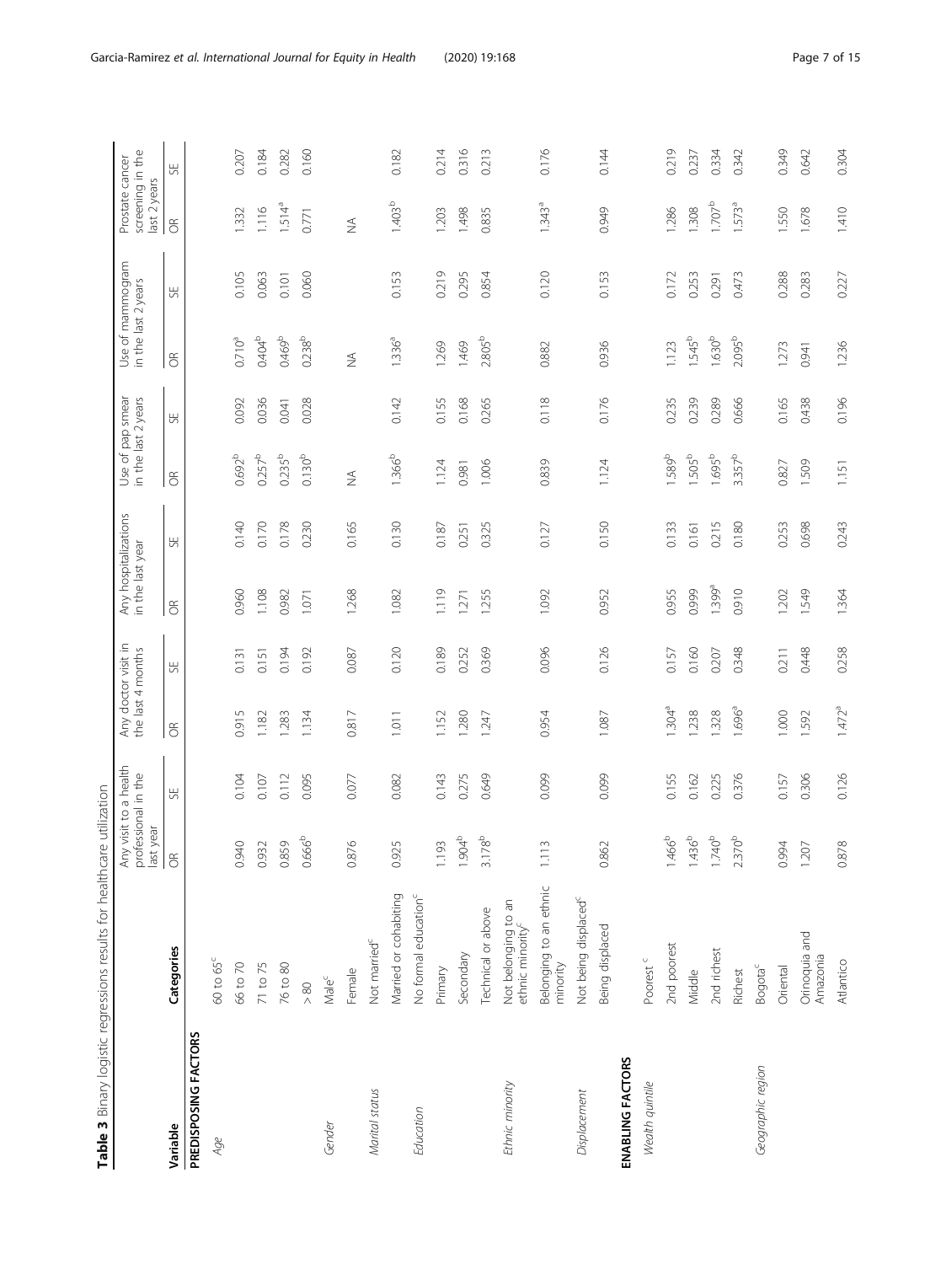**Table 3** Binary logistic regressions results for healthcare utilization

| Variable | Categories | Any visit to a health professional in the last year | | Any doctor visit in the last 4 months | | Any hospitalizations in the last year | | Use of pap smear in the last 2 years | | Use of mammogram in the last 2 years | | Prostate cancer screening in the last 2 years | |
|---|---|---|---|---|---|---|---|---|---|---|---|---|---|
| | | OR | SE | OR | SE | OR | SE | OR | SE | OR | SE | OR | SE |
| **PREDISPOSING FACTORS** | | | | | | | | | | | | | |
| *Age* | 60 to 65[c] | | | | | | | | | | | | |
| | 66 to 70 | 0.940 | 0.104 | 0.915 | 0.131 | 0.960 | 0.140 | 0.692[b] | 0.092 | 0.710[a] | 0.105 | 1.332 | 0.207 |
| | 71 to 75 | 0.932 | 0.107 | 1.182 | 0.151 | 1.108 | 0.170 | 0.257[b] | 0.036 | 0.404[b] | 0.063 | 1.116 | 0.184 |
| | 76 to 80 | 0.859 | 0.112 | 1.283 | 0.194 | 0.982 | 0.178 | 0.235[b] | 0.041 | 0.469[b] | 0.101 | 1.514[a] | 0.282 |
| | > 80 | 0.666[b] | 0.095 | 1.134 | 0.192 | 1.071 | 0.230 | 0.130[b] | 0.028 | 0.238[b] | 0.060 | 0.771 | 0.160 |
| *Gender* | Male[c] | | | | | | | | | | | | |
| | Female | 0.876 | 0.077 | 0.817 | 0.087 | 1.268 | 0.165 | NA | | NA | | NA | |
| *Marital status* | Not married[c] | | | | | | | | | | | | |
| | Married or cohabiting | 0.925 | 0.082 | 1.011 | 0.120 | 1.082 | 0.130 | 1.366[b] | 0.142 | 1.336[a] | 0.153 | 1.403[b] | 0.182 |
| *Education* | No formal education[c] | | | | | | | | | | | | |
| | Primary | 1.193 | 0.143 | 1.152 | 0.189 | 1.119 | 0.187 | 1.124 | 0.155 | 1.269 | 0.219 | 1.203 | 0.214 |
| | Secondary | 1.904[b] | 0.275 | 1.280 | 0.252 | 1.271 | 0.251 | 0.981 | 0.168 | 1.469 | 0.295 | 1.498 | 0.316 |
| | Technical or above | 3.178[b] | 0.649 | 1.247 | 0.369 | 1.255 | 0.325 | 1.006 | 0.265 | 2.805[b] | 0.854 | 0.835 | 0.213 |
| *Ethnic minority* | Not belonging to an ethnic minority[c] | | | | | | | | | | | | |
| | Belonging to an ethnic minority | 1.113 | 0.099 | 0.954 | 0.096 | 1.092 | 0.127 | 0.839 | 0.118 | 0.882 | 0.120 | 1.343[a] | 0.176 |
| *Displacement* | Not being displaced[c] | | | | | | | | | | | | |
| | Being displaced | 0.862 | 0.099 | 1.087 | 0.126 | 0.952 | 0.150 | 1.124 | 0.176 | 0.936 | 0.153 | 0.949 | 0.144 |
| **ENABLING FACTORS** | | | | | | | | | | | | | |
| *Wealth quintile* | Poorest[c] | | | | | | | | | | | | |
| | 2nd poorest | 1.466[b] | 0.155 | 1.304[a] | 0.157 | 0.955 | 0.133 | 1.589[b] | 0.235 | 1.123 | 0.172 | 1.286 | 0.219 |
| | Middle | 1.436[b] | 0.162 | 1.238 | 0.160 | 0.999 | 0.161 | 1.505[b] | 0.239 | 1.545[b] | 0.253 | 1.308 | 0.237 |
| | 2nd richest | 1.740[b] | 0.225 | 1.328 | 0.207 | 1.399[a] | 0.215 | 1.695[b] | 0.289 | 1.630[b] | 0.291 | 1.707[b] | 0.334 |
| | Richest | 2.370[b] | 0.376 | 1.696[a] | 0.348 | 0.910 | 0.180 | 3.357[b] | 0.666 | 2.095[b] | 0.473 | 1.573[a] | 0.342 |
| *Geographic region* | Bogota[c] | | | | | | | | | | | | |
| | Oriental | 0.994 | 0.157 | 1.000 | 0.211 | 1.202 | 0.253 | 0.827 | 0.165 | 1.273 | 0.288 | 1.550 | 0.349 |
| | Orinoquia and Amazonia | 1.207 | 0.306 | 1.592 | 0.448 | 1.549 | 0.698 | 1.509 | 0.438 | 0.941 | 0.283 | 1.678 | 0.642 |
| | Atlantico | 0.878 | 0.126 | 1.472[a] | 0.258 | 1.364 | 0.243 | 1.151 | 0.196 | 1.236 | 0.227 | 1.410 | 0.304 |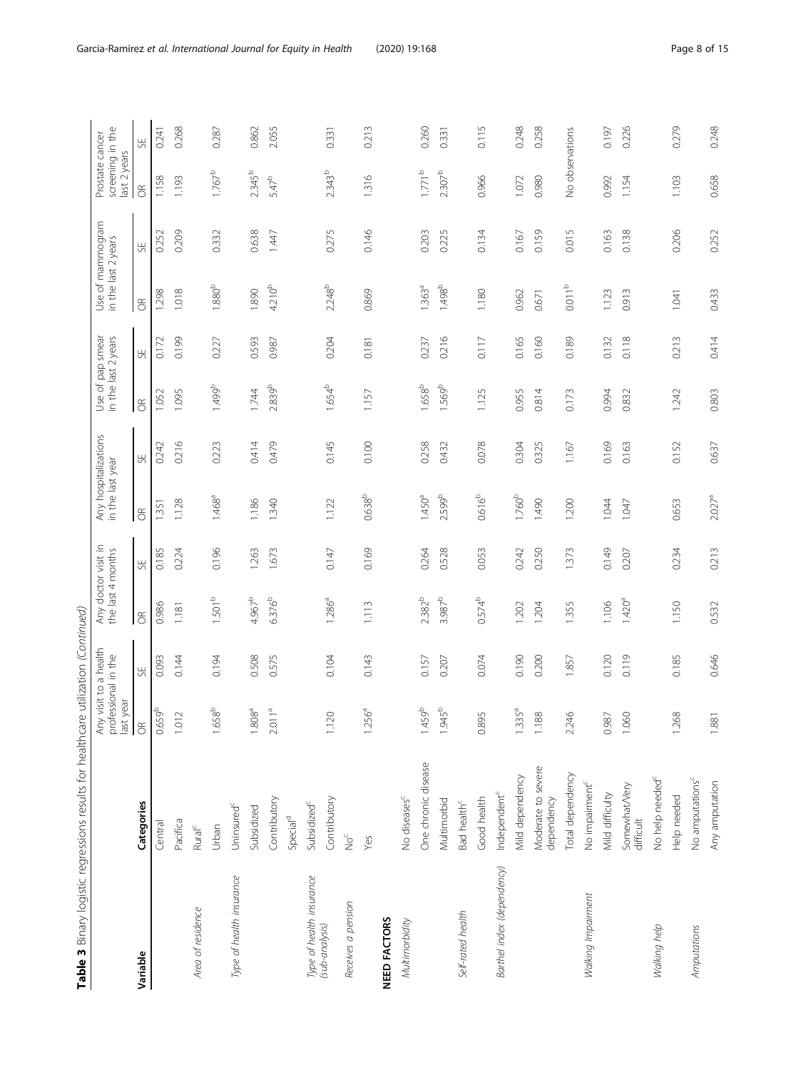**Table 3** Binary logistic regressions results for healthcare utilization *(Continued)*

| Variable | Categories | Any visit to a health professional in the last year | | Any doctor visit in the last 4 months | | Any hospitalizations in the last year | | Use of pap smear in the last 2 years | | Use of mammogram in the last 2 years | | Prostate cancer screening in the last 2 years | |
|---|---|---|---|---|---|---|---|---|---|---|---|---|---|
| | | OR | SE | OR | SE | OR | SE | OR | SE | OR | SE | OR | SE |
| | Central | 0.659[b] | 0.093 | 0.986 | 0.185 | 1.351 | 0.242 | 1.052 | 0.172 | 1.298 | 0.252 | 1.158 | 0.241 |
| | Pacifica | 1.012 | 0.144 | 1.181 | 0.224 | 1.128 | 0.216 | 1.095 | 0.199 | 1.018 | 0.209 | 1.193 | 0.268 |
| *Area of residence* | Rural[c] | | | | | | | | | | | | |
| | Urban | 1.658[b] | 0.194 | 1.501[b] | 0.196 | 1.468[a] | 0.223 | 1.499[b] | 0.227 | 1.880[b] | 0.332 | 1.767[b] | 0.287 |
| *Type of health insurance* | Uninsured[c] | | | | | | | | | | | | |
| | Subsidized | 1.808[a] | 0.508 | 4.967[b] | 1.263 | 1.186 | 0.414 | 1.744 | 0.593 | 1.890 | 0.638 | 2.345[b] | 0.862 |
| | Contributory | 2.011[a] | 0.575 | 6.376[b] | 1.673 | 1.340 | 0.479 | 2.839[b] | 0.987 | 4.210[b] | 1.447 | 5.47[b] | 2.055 |
| | Special[d] | | | | | | | | | | | | |
| *Type of health insurance (sub-analysis)* | Subsidized[c] | | | | | | | | | | | | |
| | Contributory | 1.120 | 0.104 | 1.286[a] | 0.147 | 1.122 | 0.145 | 1.654[b] | 0.204 | 2.248[b] | 0.275 | 2.343[b] | 0.331 |
| *Receives a pension* | No[c] | | | | | | | | | | | | |
| | Yes | 1.256[a] | 0.143 | 1.113 | 0.169 | 0.638[b] | 0.100 | 1.157 | 0.181 | 0.869 | 0.146 | 1.316 | 0.213 |
| **NEED FACTORS** | | | | | | | | | | | | | |
| *Multimorbidity* | No diseases[c] | | | | | | | | | | | | |
| | One chronic disease | 1.459[b] | 0.157 | 2.382[b] | 0.264 | 1.450[a] | 0.258 | 1.658[b] | 0.237 | 1.363[a] | 0.203 | 1.771[b] | 0.260 |
| | Multimorbid | 1.945[b] | 0.207 | 3.987[b] | 0.528 | 2.599[b] | 0.432 | 1.569[b] | 0.216 | 1.498[b] | 0.225 | 2.307[b] | 0.331 |
| *Self-rated health* | Bad health[c] | | | | | | | | | | | | |
| | Good health | 0.895 | 0.074 | 0.574[b] | 0.053 | 0.616[b] | 0.078 | 1.125 | 0.117 | 1.180 | 0.134 | 0.966 | 0.115 |
| *Barthel index (dependency)* | Independent[c] | | | | | | | | | | | | |
| | Mild dependency | 1.335[a] | 0.190 | 1.202 | 0.242 | 1.760[b] | 0.304 | 0.955 | 0.165 | 0.962 | 0.167 | 1.072 | 0.248 |
| | Moderate to severe dependency | 1.188 | 0.200 | 1.204 | 0.250 | 1.490 | 0.325 | 0.814 | 0.160 | 0.671 | 0.159 | 0.980 | 0.258 |
| | Total dependency | 2.246 | 1.857 | 1.355 | 1.373 | 1.200 | 1.167 | 0.173 | 0.189 | 0.011[b] | 0.015 | No observations | |
| *Walking Impairment* | No impairment[c] | | | | | | | | | | | | |
| | Mild difficulty | 0.987 | 0.120 | 1.106 | 0.149 | 1.044 | 0.169 | 0.994 | 0.132 | 1.123 | 0.163 | 0.992 | 0.197 |
| | Somewhat/Very difficult | 1.060 | 0.119 | 1.420[a] | 0.207 | 1.047 | 0.163 | 0.832 | 0.118 | 0.913 | 0.138 | 1.154 | 0.226 |
| *Walking help* | No help needed[c] | | | | | | | | | | | | |
| | Help needed | 1.268 | 0.185 | 1.150 | 0.234 | 0.653 | 0.152 | 1.242 | 0.213 | 1.041 | 0.206 | 1.103 | 0.279 |
| *Amputations* | No amputations[c] | | | | | | | | | | | | |
| | Any amputation | 1.881 | 0.646 | 0.532 | 0.213 | 2.027[a] | 0.637 | 0.803 | 0.414 | 0.433 | 0.252 | 0.658 | 0.248 |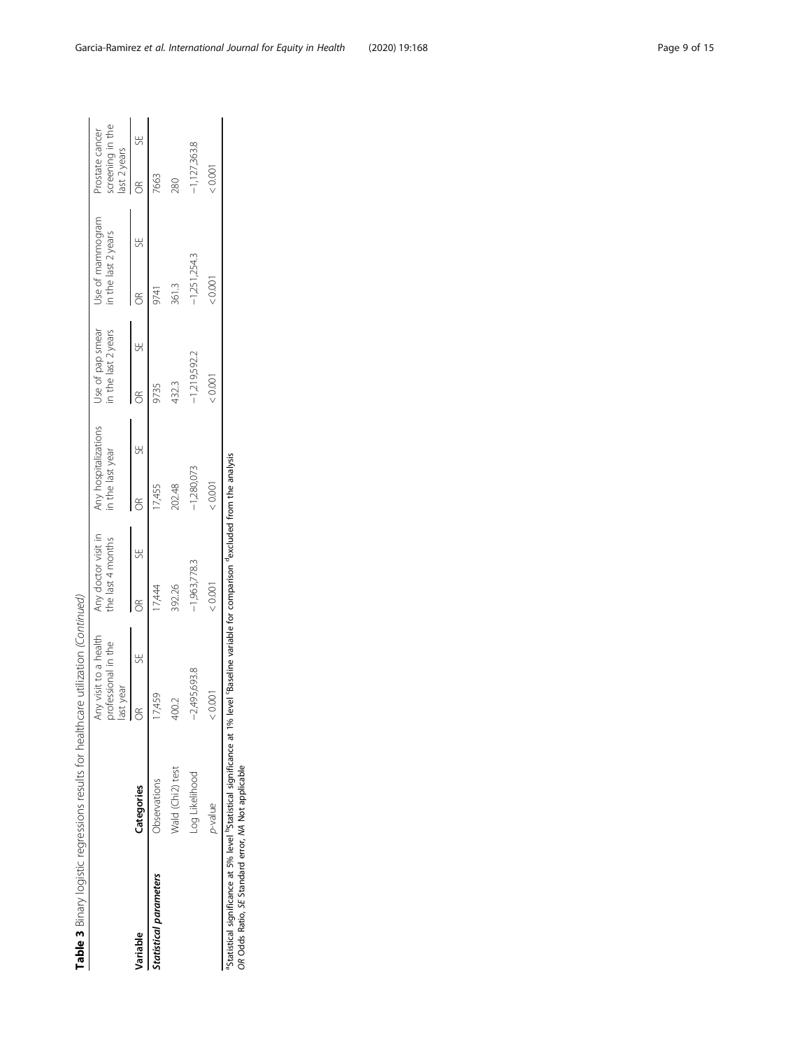**Table 3** Binary logistic regressions results for healthcare utilization *(Continued)*

| Variable | Categories | Any visit to a health professional in the last year | | Any doctor visit in the last 4 months | | Any hospitalizations in the last year | | Use of pap smear in the last 2 years | | Use of mammogram in the last 2 years | | Prostate cancer screening in the last 2 years | |
|---|---|---|---|---|---|---|---|---|---|---|---|---|---|
| | | OR | SE | OR | SE | OR | SE | OR | SE | OR | SE | OR | SE |
| ***Statistical parameters*** | Observations | 17,459 | | 17,444 | | 17,455 | | 9735 | | 9741 | | 7663 | |
| | Wald (Chi2) test | 400.2 | | 392.26 | | 202.48 | | 432.3 | | 361.3 | | 280 | |
| | Log Likelihood | −2,495,693.8 | | −1,963,778.3 | | −1,280,073 | | −1,219,592.2 | | −1,251,254.3 | | −1,127,363.8 | |
| | *p*-value | < 0.001 | | < 0.001 | | < 0.001 | | < 0.001 | | < 0.001 | | < 0.001 | |

[a]Statistical significance at 5% level [b]Statistical significance at 1% level [c]Baseline variable for comparison [d]excluded from the analysis
*OR* Odds Ratio, *SE* Standard error, *NA* Not applicable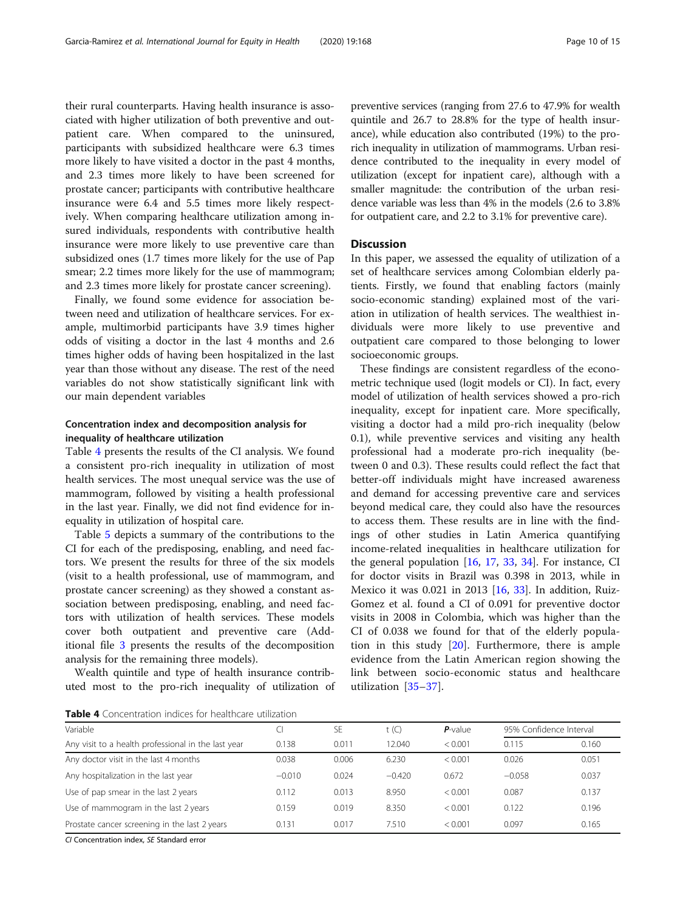their rural counterparts. Having health insurance is associated with higher utilization of both preventive and outpatient care. When compared to the uninsured, participants with subsidized healthcare were 6.3 times more likely to have visited a doctor in the past 4 months, and 2.3 times more likely to have been screened for prostate cancer; participants with contributive healthcare insurance were 6.4 and 5.5 times more likely respectively. When comparing healthcare utilization among insured individuals, respondents with contributive health insurance were more likely to use preventive care than subsidized ones (1.7 times more likely for the use of Pap smear; 2.2 times more likely for the use of mammogram; and 2.3 times more likely for prostate cancer screening).

Finally, we found some evidence for association between need and utilization of healthcare services. For example, multimorbid participants have 3.9 times higher odds of visiting a doctor in the last 4 months and 2.6 times higher odds of having been hospitalized in the last year than those without any disease. The rest of the need variables do not show statistically significant link with our main dependent variables

### Concentration index and decomposition analysis for inequality of healthcare utilization

Table 4 presents the results of the CI analysis. We found a consistent pro-rich inequality in utilization of most health services. The most unequal service was the use of mammogram, followed by visiting a health professional in the last year. Finally, we did not find evidence for inequality in utilization of hospital care.

Table 5 depicts a summary of the contributions to the CI for each of the predisposing, enabling, and need factors. We present the results for three of the six models (visit to a health professional, use of mammogram, and prostate cancer screening) as they showed a constant association between predisposing, enabling, and need factors with utilization of health services. These models cover both outpatient and preventive care (Additional file 3 presents the results of the decomposition analysis for the remaining three models).

Wealth quintile and type of health insurance contributed most to the pro-rich inequality of utilization of preventive services (ranging from 27.6 to 47.9% for wealth quintile and 26.7 to 28.8% for the type of health insurance), while education also contributed (19%) to the pro-rich inequality in utilization of mammograms. Urban residence contributed to the inequality in every model of utilization (except for inpatient care), although with a smaller magnitude: the contribution of the urban residence variable was less than 4% in the models (2.6 to 3.8% for outpatient care, and 2.2 to 3.1% for preventive care).

## Discussion

In this paper, we assessed the equality of utilization of a set of healthcare services among Colombian elderly patients. Firstly, we found that enabling factors (mainly socio-economic standing) explained most of the variation in utilization of health services. The wealthiest individuals were more likely to use preventive and outpatient care compared to those belonging to lower socioeconomic groups.

These findings are consistent regardless of the econometric technique used (logit models or CI). In fact, every model of utilization of health services showed a pro-rich inequality, except for inpatient care. More specifically, visiting a doctor had a mild pro-rich inequality (below 0.1), while preventive services and visiting any health professional had a moderate pro-rich inequality (between 0 and 0.3). These results could reflect the fact that better-off individuals might have increased awareness and demand for accessing preventive care and services beyond medical care, they could also have the resources to access them. These results are in line with the findings of other studies in Latin America quantifying income-related inequalities in healthcare utilization for the general population [16, 17, 33, 34]. For instance, CI for doctor visits in Brazil was 0.398 in 2013, while in Mexico it was 0.021 in 2013 [16, 33]. In addition, Ruiz-Gomez et al. found a CI of 0.091 for preventive doctor visits in 2008 in Colombia, which was higher than the CI of 0.038 we found for that of the elderly population in this study [20]. Furthermore, there is ample evidence from the Latin American region showing the link between socio-economic status and healthcare utilization [35–37].

**Table 4** Concentration indices for healthcare utilization

| Variable | CI | SE | t (C) | ***P*-value** | 95% Confidence Interval | |
|---|---|---|---|---|---|---|
| Any visit to a health professional in the last year | 0.138 | 0.011 | 12.040 | < 0.001 | 0.115 | 0.160 |
| Any doctor visit in the last 4 months | 0.038 | 0.006 | 6.230 | < 0.001 | 0.026 | 0.051 |
| Any hospitalization in the last year | −0.010 | 0.024 | −0.420 | 0.672 | −0.058 | 0.037 |
| Use of pap smear in the last 2 years | 0.112 | 0.013 | 8.950 | < 0.001 | 0.087 | 0.137 |
| Use of mammogram in the last 2 years | 0.159 | 0.019 | 8.350 | < 0.001 | 0.122 | 0.196 |
| Prostate cancer screening in the last 2 years | 0.131 | 0.017 | 7.510 | < 0.001 | 0.097 | 0.165 |

*CI* Concentration index, *SE* Standard error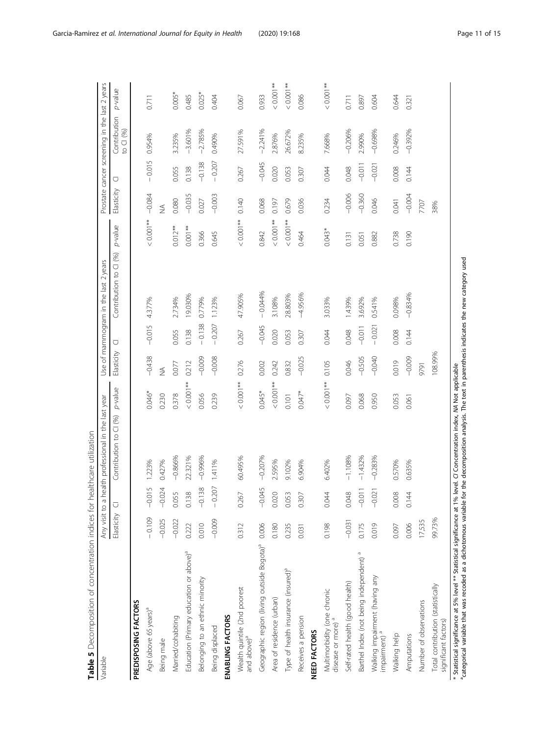**Table 5** Decomposition of concentration indices for healthcare utilization

| Variable | Any visit to a health professional in the last year | | | | Use of mammogram in the last 2 years | | | | Prostate cancer screening in the last 2 years | | | |
|---|---|---|---|---|---|---|---|---|---|---|---|---|
| | Elasticity | CI | Contribution to CI (%) | *p*-value | Elasticity | CI | Contribution to CI (%) | *p*-value | Elasticity | CI | Contribution to CI (%) | *p*-value |
| **PREDISPOSING FACTORS** | | | | | | | | | | | | |
| Age (above 65 years)[a] | −0.109 | −0.015 | 1.223% | 0.046* | −0.438 | −0.015 | 4.377% | < 0.001** | −0.084 | −0.015 | 0.954% | 0.711 |
| Being male | −0.025 | −0.024 | 0.427% | 0.230 | NA | | | | NA | | | |
| Married/cohabiting | −0.022 | 0.055 | −0.866% | 0.378 | 0.077 | 0.055 | 2.734% | 0.012** | 0.080 | 0.055 | 3.235% | 0.005* |
| Education (Primary education or above)[a] | 0.222 | 0.138 | 22.321% | < 0.001** | 0.212 | 0.138 | 19.030% | 0.001** | −0.035 | 0.138 | −3.601% | 0.485 |
| Belonging to an ethnic minority | 0.010 | −0.138 | −0.996% | 0.056 | −0.009 | −0.138 | 0.779% | 0.366 | 0.027 | −0.138 | −2.785% | 0.025* |
| Being displaced | −0.009 | −0.207 | 1.411% | 0.239 | −0.008 | −0.207 | 1.123% | 0.645 | −0.003 | −0.207 | 0.490% | 0.404 |
| **ENABLING FACTORS** | | | | | | | | | | | | |
| Wealth quintile (2nd poorest and above)[a] | 0.312 | 0.267 | 60.495% | < 0.001** | 0.276 | 0.267 | 47.905% | < 0.001** | 0.140 | 0.267 | 27.591% | 0.067 |
| Geographic region (living outside Bogota)[a] | 0.006 | −0.045 | −0.207% | 0.045* | 0.002 | −0.045 | −0.044% | 0.842 | 0.068 | −0.045 | −2.241% | 0.933 |
| Area of residence (urban) | 0.180 | 0.020 | 2.595% | < 0.001** | 0.242 | 0.020 | 3.108% | < 0.001** | 0.197 | 0.020 | 2.876% | < 0.001** |
| Type of health insurance (insured)[a] | 0.235 | 0.053 | 9.102% | 0.101 | 0.832 | 0.053 | 28.803% | < 0.001** | 0.679 | 0.053 | 26.672% | < 0.001** |
| Receives a pension | 0.031 | 0.307 | 6.904% | 0.047* | −0.025 | 0.307 | −4.956% | 0.464 | 0.036 | 0.307 | 8.235% | 0.086 |
| **NEED FACTORS** | | | | | | | | | | | | |
| Multimorbidity (one chronic disease or more)[a] | 0.198 | 0.044 | 6.402% | < 0.001** | 0.105 | 0.044 | 3.033% | 0.043* | 0.234 | 0.044 | 7.668% | < 0.001** |
| Self-rated health (good health) | −0.031 | 0.048 | −1.108% | 0.097 | 0.046 | 0.048 | 1.439% | 0.131 | −0.006 | 0.048 | −0.206% | 0.711 |
| Barthel Index (not being independent)[a] | 0.175 | −0.011 | −1.432% | 0.068 | −0.505 | −0.011 | 3.692% | 0.051 | −0.360 | −0.011 | 2.990% | 0.897 |
| Walking impairment (having any impairment)[a] | 0.019 | −0.021 | −0.283% | 0.950 | −0.040 | −0.021 | 0.541% | 0.882 | 0.046 | −0.021 | −0.698% | 0.604 |
| Walking help | 0.097 | 0.008 | 0.570% | 0.053 | 0.019 | 0.008 | 0.098% | 0.738 | 0.041 | 0.008 | 0.246% | 0.644 |
| Amputations | 0.006 | 0.144 | 0.635% | 0.061 | −0.009 | 0.144 | −0.834% | 0.190 | −0.004 | 0.144 | −0.392% | 0.321 |
| Number of observations | 17,535 | | | | 9791 | | | | 7707 | | | |
| Total contribution (statistically significant factors) | 99.73% | | | | 108.99% | | | | 38% | | | |

\* Statistical significance at 5% level \*\* Statistical significance at 1% level. *CI* Concentration index, *NA* Not applicable
[a]categorical variable that was recoded as a dichotomous variable for the decomposition analysis. The text in parenthesis indicates the new category used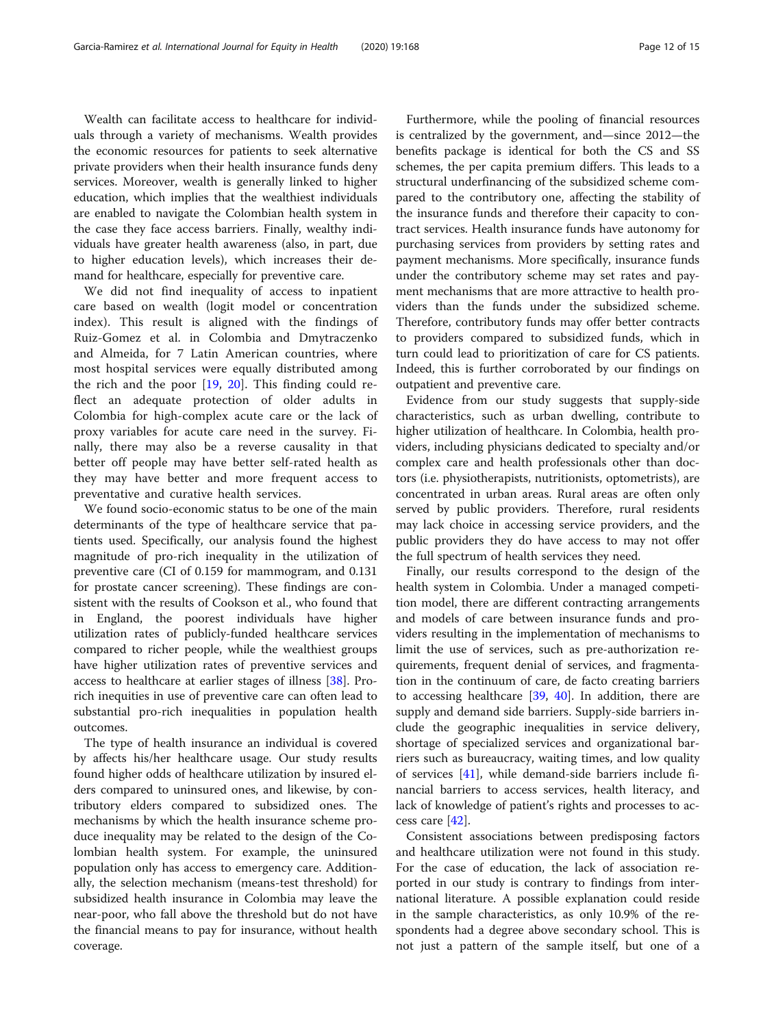Wealth can facilitate access to healthcare for individuals through a variety of mechanisms. Wealth provides the economic resources for patients to seek alternative private providers when their health insurance funds deny services. Moreover, wealth is generally linked to higher education, which implies that the wealthiest individuals are enabled to navigate the Colombian health system in the case they face access barriers. Finally, wealthy individuals have greater health awareness (also, in part, due to higher education levels), which increases their demand for healthcare, especially for preventive care.

We did not find inequality of access to inpatient care based on wealth (logit model or concentration index). This result is aligned with the findings of Ruiz-Gomez et al. in Colombia and Dmytraczenko and Almeida, for 7 Latin American countries, where most hospital services were equally distributed among the rich and the poor [19, 20]. This finding could reflect an adequate protection of older adults in Colombia for high-complex acute care or the lack of proxy variables for acute care need in the survey. Finally, there may also be a reverse causality in that better off people may have better self-rated health as they may have better and more frequent access to preventative and curative health services.

We found socio-economic status to be one of the main determinants of the type of healthcare service that patients used. Specifically, our analysis found the highest magnitude of pro-rich inequality in the utilization of preventive care (CI of 0.159 for mammogram, and 0.131 for prostate cancer screening). These findings are consistent with the results of Cookson et al., who found that in England, the poorest individuals have higher utilization rates of publicly-funded healthcare services compared to richer people, while the wealthiest groups have higher utilization rates of preventive services and access to healthcare at earlier stages of illness [38]. Pro-rich inequities in use of preventive care can often lead to substantial pro-rich inequalities in population health outcomes.

The type of health insurance an individual is covered by affects his/her healthcare usage. Our study results found higher odds of healthcare utilization by insured elders compared to uninsured ones, and likewise, by contributory elders compared to subsidized ones. The mechanisms by which the health insurance scheme produce inequality may be related to the design of the Colombian health system. For example, the uninsured population only has access to emergency care. Additionally, the selection mechanism (means-test threshold) for subsidized health insurance in Colombia may leave the near-poor, who fall above the threshold but do not have the financial means to pay for insurance, without health coverage.

Furthermore, while the pooling of financial resources is centralized by the government, and—since 2012—the benefits package is identical for both the CS and SS schemes, the per capita premium differs. This leads to a structural underfinancing of the subsidized scheme compared to the contributory one, affecting the stability of the insurance funds and therefore their capacity to contract services. Health insurance funds have autonomy for purchasing services from providers by setting rates and payment mechanisms. More specifically, insurance funds under the contributory scheme may set rates and payment mechanisms that are more attractive to health providers than the funds under the subsidized scheme. Therefore, contributory funds may offer better contracts to providers compared to subsidized funds, which in turn could lead to prioritization of care for CS patients. Indeed, this is further corroborated by our findings on outpatient and preventive care.

Evidence from our study suggests that supply-side characteristics, such as urban dwelling, contribute to higher utilization of healthcare. In Colombia, health providers, including physicians dedicated to specialty and/or complex care and health professionals other than doctors (i.e. physiotherapists, nutritionists, optometrists), are concentrated in urban areas. Rural areas are often only served by public providers. Therefore, rural residents may lack choice in accessing service providers, and the public providers they do have access to may not offer the full spectrum of health services they need.

Finally, our results correspond to the design of the health system in Colombia. Under a managed competition model, there are different contracting arrangements and models of care between insurance funds and providers resulting in the implementation of mechanisms to limit the use of services, such as pre-authorization requirements, frequent denial of services, and fragmentation in the continuum of care, de facto creating barriers to accessing healthcare [39, 40]. In addition, there are supply and demand side barriers. Supply-side barriers include the geographic inequalities in service delivery, shortage of specialized services and organizational barriers such as bureaucracy, waiting times, and low quality of services [41], while demand-side barriers include financial barriers to access services, health literacy, and lack of knowledge of patient's rights and processes to access care [42].

Consistent associations between predisposing factors and healthcare utilization were not found in this study. For the case of education, the lack of association reported in our study is contrary to findings from international literature. A possible explanation could reside in the sample characteristics, as only 10.9% of the respondents had a degree above secondary school. This is not just a pattern of the sample itself, but one of a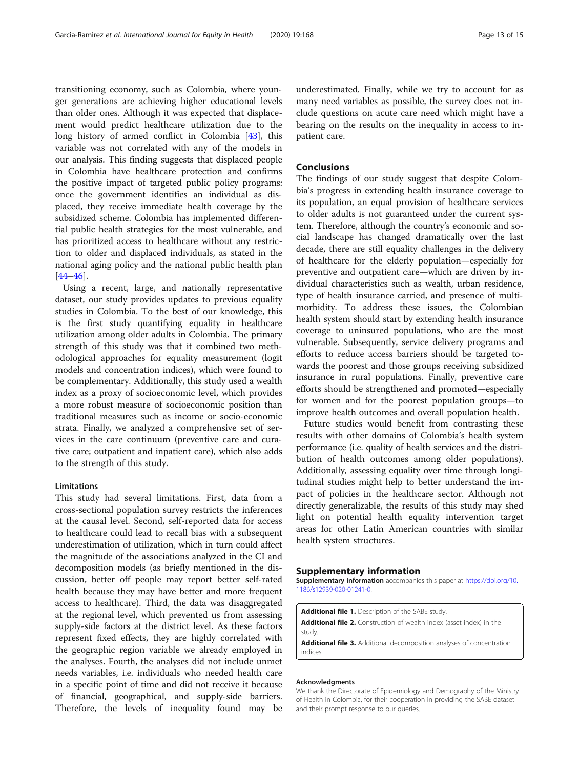transitioning economy, such as Colombia, where younger generations are achieving higher educational levels than older ones. Although it was expected that displacement would predict healthcare utilization due to the long history of armed conflict in Colombia [43], this variable was not correlated with any of the models in our analysis. This finding suggests that displaced people in Colombia have healthcare protection and confirms the positive impact of targeted public policy programs: once the government identifies an individual as displaced, they receive immediate health coverage by the subsidized scheme. Colombia has implemented differential public health strategies for the most vulnerable, and has prioritized access to healthcare without any restriction to older and displaced individuals, as stated in the national aging policy and the national public health plan [44–46].

Using a recent, large, and nationally representative dataset, our study provides updates to previous equality studies in Colombia. To the best of our knowledge, this is the first study quantifying equality in healthcare utilization among older adults in Colombia. The primary strength of this study was that it combined two methodological approaches for equality measurement (logit models and concentration indices), which were found to be complementary. Additionally, this study used a wealth index as a proxy of socioeconomic level, which provides a more robust measure of socioeconomic position than traditional measures such as income or socio-economic strata. Finally, we analyzed a comprehensive set of services in the care continuum (preventive care and curative care; outpatient and inpatient care), which also adds to the strength of this study.

### Limitations

This study had several limitations. First, data from a cross-sectional population survey restricts the inferences at the causal level. Second, self-reported data for access to healthcare could lead to recall bias with a subsequent underestimation of utilization, which in turn could affect the magnitude of the associations analyzed in the CI and decomposition models (as briefly mentioned in the discussion, better off people may report better self-rated health because they may have better and more frequent access to healthcare). Third, the data was disaggregated at the regional level, which prevented us from assessing supply-side factors at the district level. As these factors represent fixed effects, they are highly correlated with the geographic region variable we already employed in the analyses. Fourth, the analyses did not include unmet needs variables, i.e. individuals who needed health care in a specific point of time and did not receive it because of financial, geographical, and supply-side barriers. Therefore, the levels of inequality found may be underestimated. Finally, while we try to account for as many need variables as possible, the survey does not include questions on acute care need which might have a bearing on the results on the inequality in access to inpatient care.

## Conclusions

The findings of our study suggest that despite Colombia's progress in extending health insurance coverage to its population, an equal provision of healthcare services to older adults is not guaranteed under the current system. Therefore, although the country's economic and social landscape has changed dramatically over the last decade, there are still equality challenges in the delivery of healthcare for the elderly population—especially for preventive and outpatient care—which are driven by individual characteristics such as wealth, urban residence, type of health insurance carried, and presence of multimorbidity. To address these issues, the Colombian health system should start by extending health insurance coverage to uninsured populations, who are the most vulnerable. Subsequently, service delivery programs and efforts to reduce access barriers should be targeted towards the poorest and those groups receiving subsidized insurance in rural populations. Finally, preventive care efforts should be strengthened and promoted—especially for women and for the poorest population groups—to improve health outcomes and overall population health.

Future studies would benefit from contrasting these results with other domains of Colombia's health system performance (i.e. quality of health services and the distribution of health outcomes among older populations). Additionally, assessing equality over time through longitudinal studies might help to better understand the impact of policies in the healthcare sector. Although not directly generalizable, the results of this study may shed light on potential health equality intervention target areas for other Latin American countries with similar health system structures.

## Supplementary information

**Supplementary information** accompanies this paper at https://doi.org/10.1186/s12939-020-01241-0.

**Additional file 1.** Description of the SABE study.
**Additional file 2.** Construction of wealth index (asset index) in the study.
**Additional file 3.** Additional decomposition analyses of concentration indices.

#### Acknowledgments

We thank the Directorate of Epidemiology and Demography of the Ministry of Health in Colombia, for their cooperation in providing the SABE dataset and their prompt response to our queries.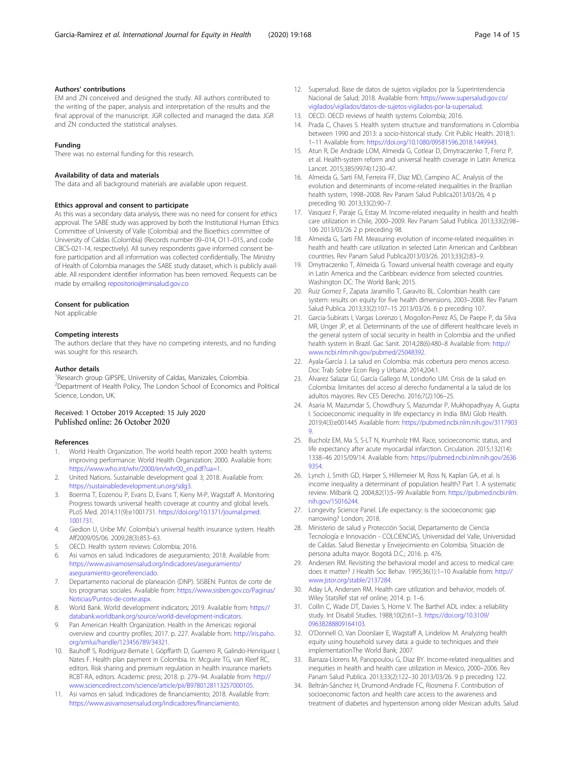### Authors' contributions

EM and ZN conceived and designed the study. All authors contributed to the writing of the paper, analysis and interpretation of the results and the final approval of the manuscript. JGR collected and managed the data. JGR and ZN conducted the statistical analyses.

### Funding

There was no external funding for this research.

### Availability of data and materials

The data and all background materials are available upon request.

### Ethics approval and consent to participate

As this was a secondary data analysis, there was no need for consent for ethics approval. The SABE study was approved by both the Institutional Human Ethics Committee of University of Valle (Colombia) and the Bioethics committee of University of Caldas (Colombia) (Records number 09–014, O11–015, and code CBCS-021-14, respectively). All survey respondents gave informed consent before participation and all information was collected confidentially. The Ministry of Health of Colombia manages the SABE study dataset, which is publicly available. All respondent identifier information has been removed. Requests can be made by emailing repositorio@minsalud.gov.co

### Consent for publication

Not applicable

### Competing interests

The authors declare that they have no competing interests, and no funding was sought for this research.

### Author details

[1]Research group GIPSPE, University of Caldas, Manizales, Colombia. [2]Department of Health Policy, The London School of Economics and Political Science, London, UK.

Received: 1 October 2019 Accepted: 15 July 2020
Published online: 26 October 2020

### References

1. World Health Organization. The world health report 2000: health systems: improving performance: World Health Organization; 2000. Available from: https://www.who.int/whr/2000/en/whr00_en.pdf?ua=1.
2. United Nations. Sustainable development goal 3; 2018. Available from: https://sustainabledevelopment.un.org/sdg3.
3. Boerma T, Eozenou P, Evans D, Evans T, Kieny M-P, Wagstaff A. Monitoring Progress towards universal health coverage at country and global levels. PLoS Med. 2014;11(9):e1001731. https://doi.org/10.1371/journal.pmed.1001731.
4. Giedion U, Uribe MV. Colombia's universal health insurance system. Health Aff2009/05/06. 2009;28(3):853–63.
5. OECD. Health system reviews: Colombia; 2016.
6. Asi vamos en salud. Indicadores de aseguramiento; 2018. Available from: https://www.asivamosensalud.org/indicadores/aseguramiento/aseguramiento-georeferenciado.
7. Departamento nacional de planeación (DNP). SISBEN: Puntos de corte de los programas sociales. Available from: https://www.sisben.gov.co/Paginas/Noticias/Puntos-de-corte.aspx.
8. World Bank. World development indicators; 2019. Available from: https://databank.worldbank.org/source/world-development-indicators.
9. Pan American Health Organization. Health in the Americas: regional overview and country profiles; 2017. p. 227. Available from: http://iris.paho.org/xmlui/handle/123456789/34321.
10. Bauhoff S, Rodríguez-Bernate I, Göpffarth D, Guerrero R, Galindo-Henriquez I, Nates F. Health plan payment in Colombia. In: Mcguire TG, van Kleef RC, editors. Risk sharing and premium regulation in health insurance markets RCBT-RA, editors. Academic press; 2018. p. 279–94. Available from: http://www.sciencedirect.com/science/article/pii/B9780128113257000105.
11. Asi vamos en salud. Indicadores de financiamiento; 2018. Available from: https://www.asivamosensalud.org/indicadores/financiamiento.
12. Supersalud. Base de datos de sujetos vigilados por la Superintendencia Nacional de Salud; 2018. Available from: https://www.supersalud.gov.co/vigilados/vigilados/datos-de-sujetos-vigilados-por-la-supersalud.
13. OECD. OECD reviews of health systems Colombia; 2016.
14. Prada C, Chaves S. Health system structure and transformations in Colombia between 1990 and 2013: a socio-historical study. Crit Public Health. 2018;1:1–11 Available from: https://doi.org/10.1080/09581596.2018.1449943.
15. Atun R, De Andrade LOM, Almeida G, Cotlear D, Dmytraczenko T, Frenz P, et al. Health-system reform and universal health coverage in Latin America. Lancet. 2015;385(9974):1230–47.
16. Almeida G, Sarti FM, Ferreira FF, Diaz MD, Campino AC. Analysis of the evolution and determinants of income-related inequalities in the Brazilian health system, 1998–2008. Rev Panam Salud Publica2013/03/26, 4 p preceding 90. 2013;33(2):90–7.
17. Vasquez F, Paraje G, Estay M. Income-related inequality in health and health care utilization in Chile, 2000–2009. Rev Panam Salud Publica. 2013;33(2):98–106 2013/03/26 2 p preceding 98.
18. Almeida G, Sarti FM. Measuring evolution of income-related inequalities in health and health care utilization in selected Latin American and Caribbean countries. Rev Panam Salud Publica2013/03/26. 2013;33(2):83–9.
19. Dmytraczenko T, Almeida G. Toward universal health coverage and equity in Latin America and the Caribbean: evidence from selected countries. Washington DC: The World Bank; 2015.
20. Ruiz Gomez F, Zapata Jaramillo T, Garavito BL. Colombian health care system: results on equity for five health dimensions, 2003–2008. Rev Panam Salud Publica. 2013;33(2):107–15 2013/03/26. 6 p preceding 107.
21. Garcia-Subirats I, Vargas Lorenzo I, Mogollon-Perez AS, De Paepe P, da Silva MR, Unger JP, et al. Determinants of the use of different healthcare levels in the general system of social security in health in Colombia and the unified health system in Brazil. Gac Sanit. 2014;28(6):480–8 Available from: http://www.ncbi.nlm.nih.gov/pubmed/25048392.
22. Ayala-García J. La salud en Colombia: más cobertura pero menos acceso. Doc Trab Sobre Econ Reg y Urbana. 2014;204:1.
23. Álvarez Salazar GJ, García Gallego M, Londoño UM. Crisis de la salud en Colombia: limitantes del acceso al derecho fundamental a la salud de los adultos mayores. Rev CES Derecho. 2016;7(2):106–25.
24. Asaria M, Mazumdar S, Chowdhury S, Mazumdar P, Mukhopadhyay A, Gupta I. Socioeconomic inequality in life expectancy in India. BMJ Glob Health. 2019;4(3):e001445 Available from: https://pubmed.ncbi.nlm.nih.gov/31179039.
25. Bucholz EM, Ma S, S-LT N, Krumholz HM. Race, socioeconomic status, and life expectancy after acute myocardial infarction. Circulation. 2015;132(14):1338–46 2015/09/14. Available from: https://pubmed.ncbi.nlm.nih.gov/26369354.
26. Lynch J, Smith GD, Harper S, Hillemeier M, Ross N, Kaplan GA, et al. Is income inequality a determinant of population health? Part 1. A systematic review. Milbank Q. 2004;82(1):5–99 Available from: https://pubmed.ncbi.nlm.nih.gov/15016244.
27. Longevity Science Panel. Life expectancy: is the socioeconomic gap narrowing? London; 2018.
28. Ministerio de salud y Protección Social, Departamento de Ciencia Tecnología e Innovación - COLCIENCIAS, Universidad del Valle, Universidad de Caldas. Salud Bienestar y Envejecimiento en Colombia. Situación de persona adulta mayor. Bogotá D.C.; 2016. p. 476.
29. Andersen RM. Revisiting the behavioral model and access to medical care: does it matter? J Health Soc Behav. 1995;36(1):1–10 Available from: http://www.jstor.org/stable/2137284.
30. Aday LA, Andersen RM. Health care utilization and behavior, models of. Wiley StatsRef stat ref online; 2014. p. 1–6.
31. Collin C, Wade DT, Davies S, Horne V. The Barthel ADL index: a reliability study. Int Disabil Studies. 1988;10(2):61–3. https://doi.org/10.3109/09638288809164103.
32. O'Donnell O, Van Doorslaer E, Wagstaff A, Lindelow M. Analyzing health equity using household survey data: a guide to techniques and their implementationThe World Bank; 2007.
33. Barraza-Llorens M, Panopoulou G, Diaz BY. Income-related inequalities and inequities in health and health care utilization in Mexico, 2000–2006. Rev Panam Salud Publica. 2013;33(2):122–30 2013/03/26. 9 p preceding 122.
34. Beltrán-Sánchez H, Drumond-Andrade FC, Riosmena F. Contribution of socioeconomic factors and health care access to the awareness and treatment of diabetes and hypertension among older Mexican adults. Salud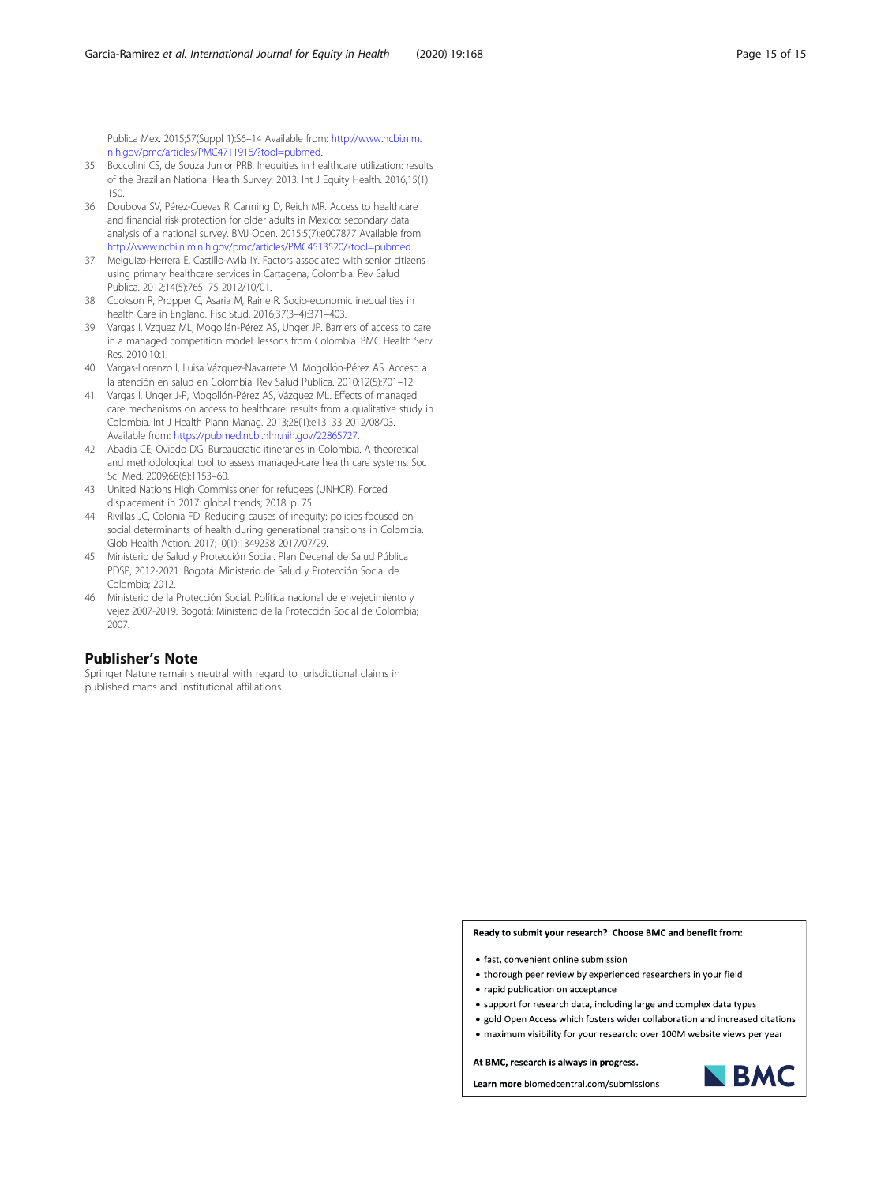Publica Mex. 2015;57(Suppl 1):S6–14 Available from: http://www.ncbi.nlm.nih.gov/pmc/articles/PMC4711916/?tool=pubmed.

35. Boccolini CS, de Souza Junior PRB. Inequities in healthcare utilization: results of the Brazilian National Health Survey, 2013. Int J Equity Health. 2016;15(1):150.
36. Doubova SV, Pérez-Cuevas R, Canning D, Reich MR. Access to healthcare and financial risk protection for older adults in Mexico: secondary data analysis of a national survey. BMJ Open. 2015;5(7):e007877 Available from: http://www.ncbi.nlm.nih.gov/pmc/articles/PMC4513520/?tool=pubmed.
37. Melguizo-Herrera E, Castillo-Avila IY. Factors associated with senior citizens using primary healthcare services in Cartagena, Colombia. Rev Salud Publica. 2012;14(5):765–75 2012/10/01.
38. Cookson R, Propper C, Asaria M, Raine R. Socio-economic inequalities in health Care in England. Fisc Stud. 2016;37(3–4):371–403.
39. Vargas I, Vzquez ML, Mogollán-Pérez AS, Unger JP. Barriers of access to care in a managed competition model: lessons from Colombia. BMC Health Serv Res. 2010;10:1.
40. Vargas-Lorenzo I, Luisa Vázquez-Navarrete M, Mogollón-Pérez AS. Acceso a la atención en salud en Colombia. Rev Salud Publica. 2010;12(5):701–12.
41. Vargas I, Unger J-P, Mogollón-Pérez AS, Vázquez ML. Effects of managed care mechanisms on access to healthcare: results from a qualitative study in Colombia. Int J Health Plann Manag. 2013;28(1):e13–33 2012/08/03. Available from: https://pubmed.ncbi.nlm.nih.gov/22865727.
42. Abadia CE, Oviedo DG. Bureaucratic itineraries in Colombia. A theoretical and methodological tool to assess managed-care health care systems. Soc Sci Med. 2009;68(6):1153–60.
43. United Nations High Commissioner for refugees (UNHCR). Forced displacement in 2017: global trends; 2018. p. 75.
44. Rivillas JC, Colonia FD. Reducing causes of inequity: policies focused on social determinants of health during generational transitions in Colombia. Glob Health Action. 2017;10(1):1349238 2017/07/29.
45. Ministerio de Salud y Protección Social. Plan Decenal de Salud Pública PDSP, 2012-2021. Bogotá: Ministerio de Salud y Protección Social de Colombia; 2012.
46. Ministerio de la Protección Social. Política nacional de envejecimiento y vejez 2007-2019. Bogotá: Ministerio de la Protección Social de Colombia; 2007.

## Publisher's Note

Springer Nature remains neutral with regard to jurisdictional claims in published maps and institutional affiliations.

**Ready to submit your research? Choose BMC and benefit from:**

- fast, convenient online submission
- thorough peer review by experienced researchers in your field
- rapid publication on acceptance
- support for research data, including large and complex data types
- gold Open Access which fosters wider collaboration and increased citations
- maximum visibility for your research: over 100M website views per year

**At BMC, research is always in progress.**

**Learn more** biomedcentral.com/submissions

BMC